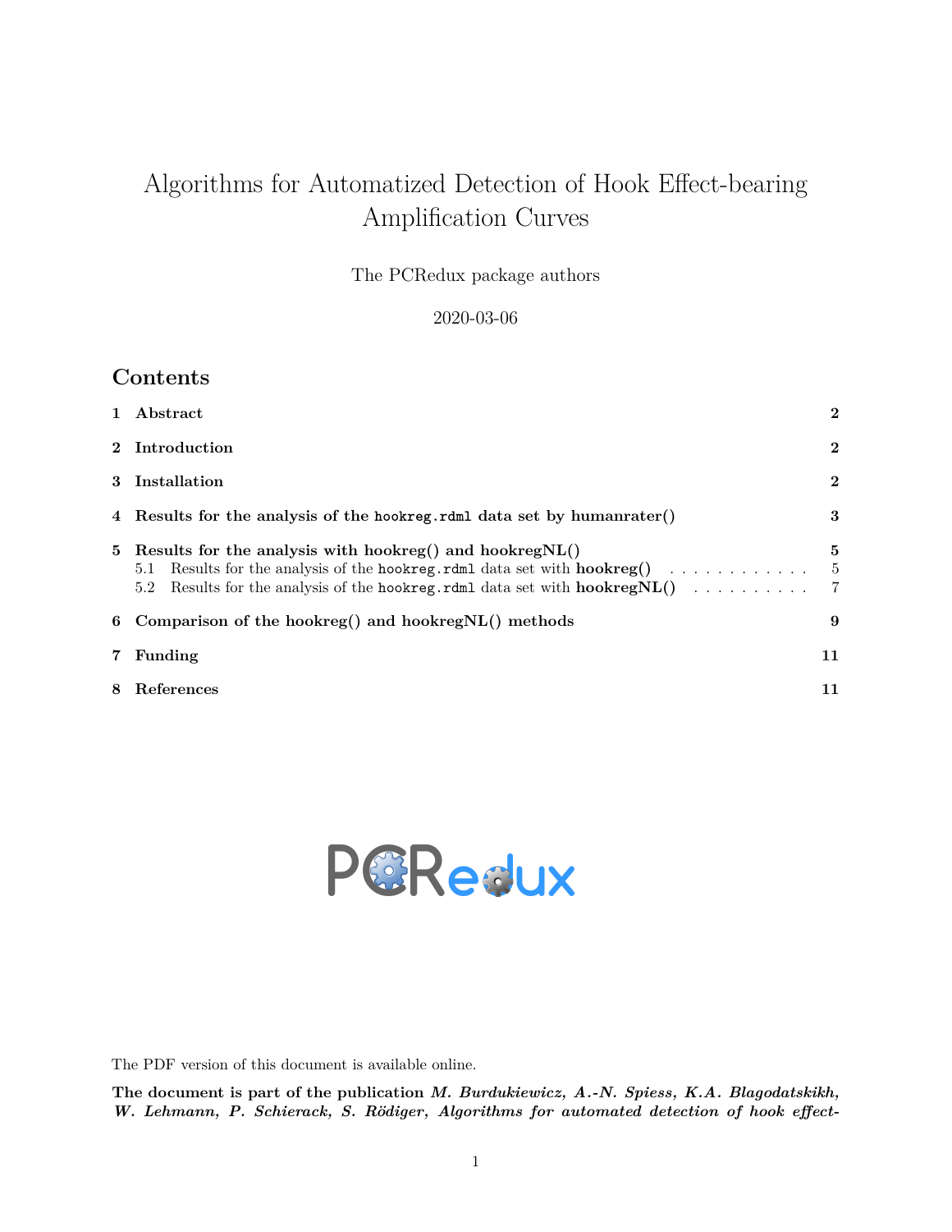# Algorithms for Automatized Detection of Hook Effect-bearing Amplification Curves

The PCRedux package authors

2020-03-06

## Contents

1 **Abstract** 2

2 **Introduction** 2

3 **Installation** 2

4 **Results for the analysis of the `hookreg.rdml` data set by humanrater()** 3

5 **Results for the analysis with hookreg() and hookregNL()** 5

5.1 Results for the analysis of the `hookreg.rdml` data set with **hookreg()** 5

5.2 Results for the analysis of the `hookreg.rdml` data set with **hookregNL()** 7

6 **Comparison of the hookreg() and hookregNL() methods** 9

7 **Funding** 11

8 **References** 11

PCRedux

The PDF version of this document is available online.

**The document is part of the publication *M. Burdukiewicz, A.-N. Spiess, K.A. Blagodatskikh, W. Lehmann, P. Schierack, S. Rödiger, Algorithms for automated detection of hook effect-***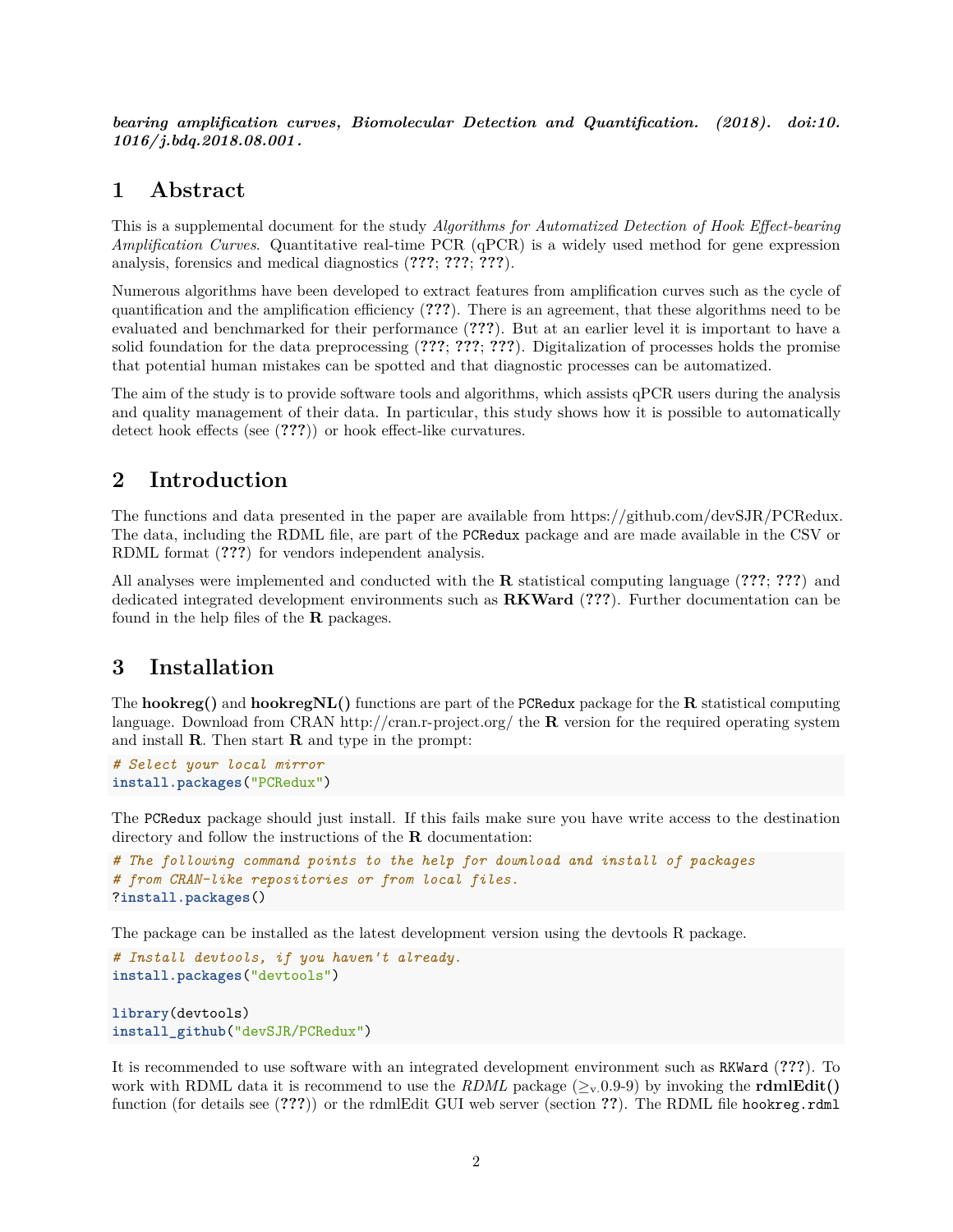***bearing amplification curves, Biomolecular Detection and Quantification. (2018). doi:10.1016/j.bdq.2018.08.001.***

# 1 Abstract

This is a supplemental document for the study *Algorithms for Automatized Detection of Hook Effect-bearing Amplification Curves*. Quantitative real-time PCR (qPCR) is a widely used method for gene expression analysis, forensics and medical diagnostics (**???**; **???**; **???**).

Numerous algorithms have been developed to extract features from amplification curves such as the cycle of quantification and the amplification efficiency (**???**). There is an agreement, that these algorithms need to be evaluated and benchmarked for their performance (**???**). But at an earlier level it is important to have a solid foundation for the data preprocessing (**???**; **???**; **???**). Digitalization of processes holds the promise that potential human mistakes can be spotted and that diagnostic processes can be automatized.

The aim of the study is to provide software tools and algorithms, which assists qPCR users during the analysis and quality management of their data. In particular, this study shows how it is possible to automatically detect hook effects (see (**???**)) or hook effect-like curvatures.

# 2 Introduction

The functions and data presented in the paper are available from https://github.com/devSJR/PCRedux. The data, including the RDML file, are part of the `PCRedux` package and are made available in the CSV or RDML format (**???**) for vendors independent analysis.

All analyses were implemented and conducted with the **R** statistical computing language (**???**; **???**) and dedicated integrated development environments such as **RKWard** (**???**). Further documentation can be found in the help files of the **R** packages.

# 3 Installation

The **hookreg()** and **hookregNL()** functions are part of the `PCRedux` package for the **R** statistical computing language. Download from CRAN http://cran.r-project.org/ the **R** version for the required operating system and install **R**. Then start **R** and type in the prompt:

```
# Select your local mirror
install.packages("PCRedux")
```

The `PCRedux` package should just install. If this fails make sure you have write access to the destination directory and follow the instructions of the **R** documentation:

```
# The following command points to the help for download and install of packages
# from CRAN-like repositories or from local files.
?install.packages()
```

The package can be installed as the latest development version using the devtools R package.

```
# Install devtools, if you haven't already.
install.packages("devtools")

library(devtools)
install_github("devSJR/PCRedux")
```

It is recommended to use software with an integrated development environment such as `RKWard` (**???**). To work with RDML data it is recommend to use the *RDML* package ($\geq_{\text{v.}}$0.9-9) by invoking the **rdmlEdit()** function (for details see (**???**)) or the rdmlEdit GUI web server (section **??**). The RDML file `hookreg.rdml`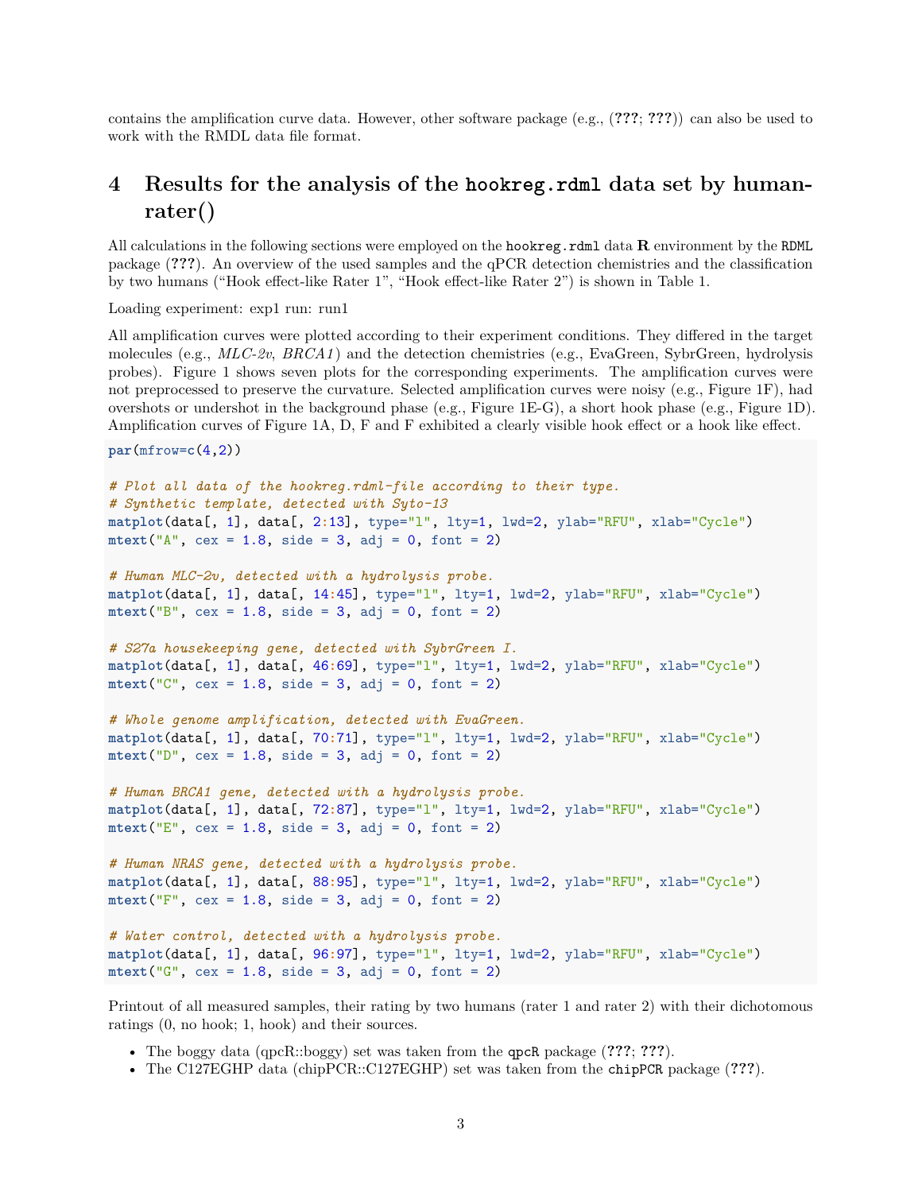contains the amplification curve data. However, other software package (e.g., (**???**; **???**)) can also be used to work with the RMDL data file format.

# 4 Results for the analysis of the `hookreg.rdml` data set by humanrater()

All calculations in the following sections were employed on the `hookreg.rdml` data **R** environment by the `RDML` package (**???**). An overview of the used samples and the qPCR detection chemistries and the classification by two humans ("Hook effect-like Rater 1", "Hook effect-like Rater 2") is shown in Table 1.

Loading experiment: exp1 run: run1

All amplification curves were plotted according to their experiment conditions. They differed in the target molecules (e.g., *MLC-2v*, *BRCA1*) and the detection chemistries (e.g., EvaGreen, SybrGreen, hydrolysis probes). Figure 1 shows seven plots for the corresponding experiments. The amplification curves were not preprocessed to preserve the curvature. Selected amplification curves were noisy (e.g., Figure 1F), had overshots or undershot in the background phase (e.g., Figure 1E-G), a short hook phase (e.g., Figure 1D). Amplification curves of Figure 1A, D, F and F exhibited a clearly visible hook effect or a hook like effect.

```
par(mfrow=c(4,2))

# Plot all data of the hookreg.rdml-file according to their type.
# Synthetic template, detected with Syto-13
matplot(data[, 1], data[, 2:13], type="l", lty=1, lwd=2, ylab="RFU", xlab="Cycle")
mtext("A", cex = 1.8, side = 3, adj = 0, font = 2)

# Human MLC-2v, detected with a hydrolysis probe.
matplot(data[, 1], data[, 14:45], type="l", lty=1, lwd=2, ylab="RFU", xlab="Cycle")
mtext("B", cex = 1.8, side = 3, adj = 0, font = 2)

# S27a housekeeping gene, detected with SybrGreen I.
matplot(data[, 1], data[, 46:69], type="l", lty=1, lwd=2, ylab="RFU", xlab="Cycle")
mtext("C", cex = 1.8, side = 3, adj = 0, font = 2)

# Whole genome amplification, detected with EvaGreen.
matplot(data[, 1], data[, 70:71], type="l", lty=1, lwd=2, ylab="RFU", xlab="Cycle")
mtext("D", cex = 1.8, side = 3, adj = 0, font = 2)

# Human BRCA1 gene, detected with a hydrolysis probe.
matplot(data[, 1], data[, 72:87], type="l", lty=1, lwd=2, ylab="RFU", xlab="Cycle")
mtext("E", cex = 1.8, side = 3, adj = 0, font = 2)

# Human NRAS gene, detected with a hydrolysis probe.
matplot(data[, 1], data[, 88:95], type="l", lty=1, lwd=2, ylab="RFU", xlab="Cycle")
mtext("F", cex = 1.8, side = 3, adj = 0, font = 2)

# Water control, detected with a hydrolysis probe.
matplot(data[, 1], data[, 96:97], type="l", lty=1, lwd=2, ylab="RFU", xlab="Cycle")
mtext("G", cex = 1.8, side = 3, adj = 0, font = 2)
```

Printout of all measured samples, their rating by two humans (rater 1 and rater 2) with their dichotomous ratings (0, no hook; 1, hook) and their sources.

- The boggy data (qpcR::boggy) set was taken from the `qpcR` package (**???**; **???**).
- The C127EGHP data (chipPCR::C127EGHP) set was taken from the `chipPCR` package (**???**).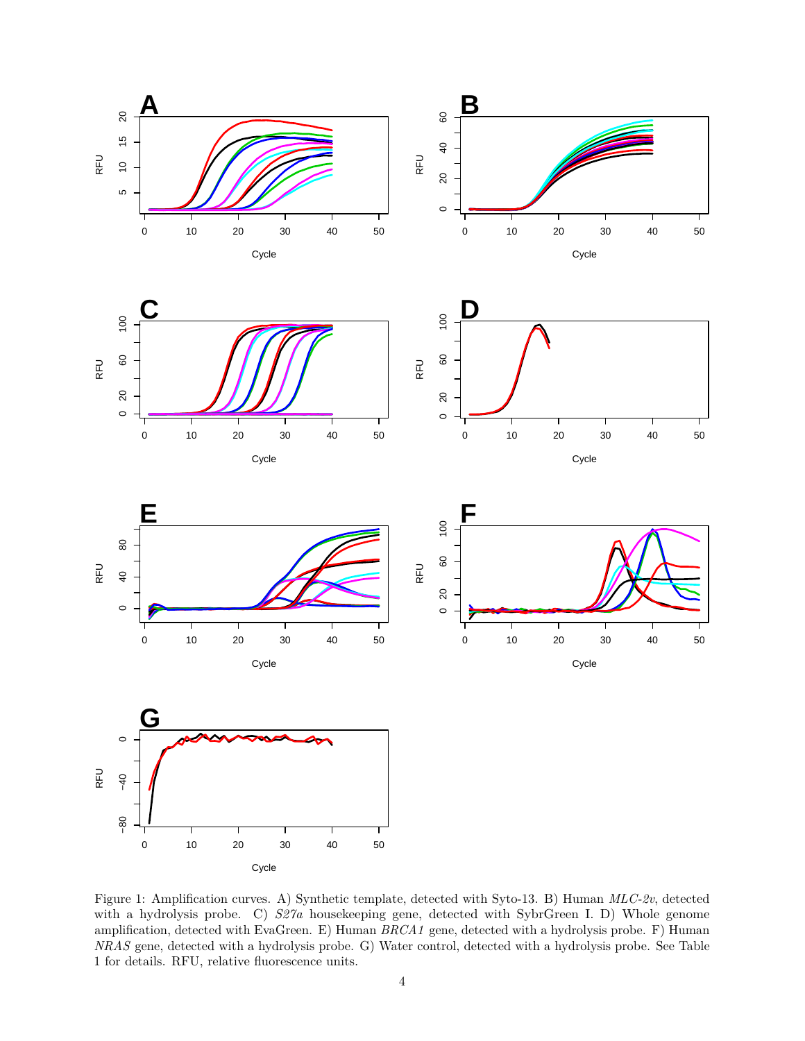Figure 1: Amplification curves. A) Synthetic template, detected with Syto-13. B) Human *MLC-2v*, detected with a hydrolysis probe. C) *S27a* housekeeping gene, detected with SybrGreen I. D) Whole genome amplification, detected with EvaGreen. E) Human *BRCA1* gene, detected with a hydrolysis probe. F) Human *NRAS* gene, detected with a hydrolysis probe. G) Water control, detected with a hydrolysis probe. See Table 1 for details. RFU, relative fluorescence units.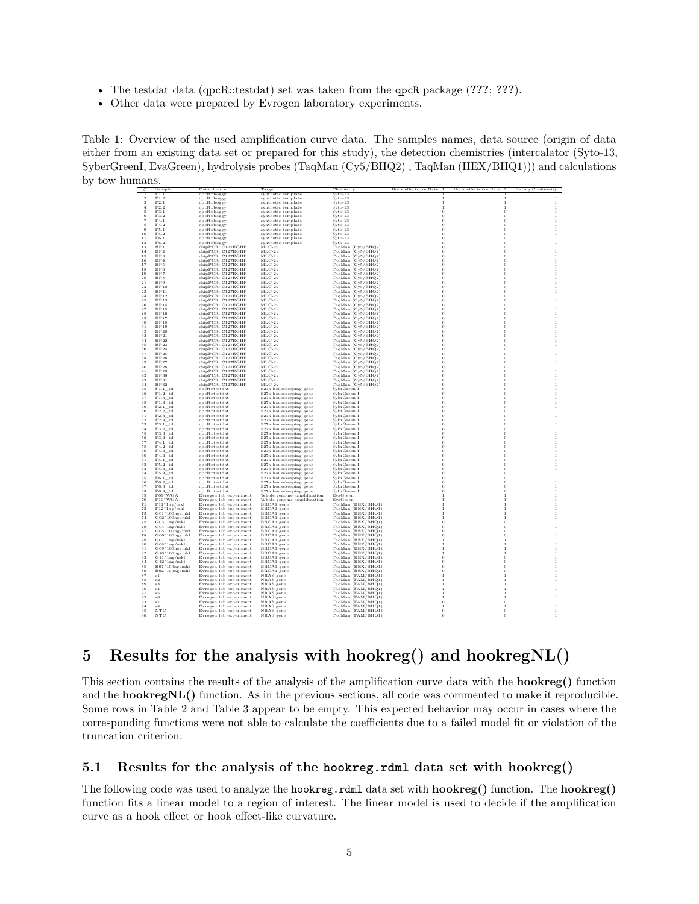- The testdat data (qpcR::testdat) set was taken from the qpcR package (**???**; **???**).
- Other data were prepared by Evrogen laboratory experiments.

Table 1: Overview of the used amplification curve data. The samples names, data source (origin of data either from an existing data set or prepared for this study), the detection chemistries (intercalator (Syto-13, SyberGreenI, EvaGreen), hydrolysis probes (TaqMan (Cy5/BHQ2) , TaqMan (HEX/BHQ1))) and calculations by tow humans.

| # | Sample | Data Source | Target | Chemistry | Hook effect-like Rater 1 | Hook effect-like Rater 2 | Rating Conformity |
|---|---|---|---|---|---|---|---|
| 1 | F1.1 | qpcR::boggy | synthetic template | Syto-13 | 1 | 1 | 1 |
| 2 | F1.2 | qpcR::boggy | synthetic template | Syto-13 | 1 | 1 | 1 |
| 3 | F2.1 | qpcR::boggy | synthetic template | Syto-13 | 1 | 1 | 1 |
| 4 | F2.2 | qpcR::boggy | synthetic template | Syto-13 | 1 | 1 | 1 |
| 5 | F3.1 | qpcR::boggy | synthetic template | Syto-13 | 0 | 0 | 1 |
| 6 | F3.2 | qpcR::boggy | synthetic template | Syto-13 | 0 | 0 | 1 |
| 7 | F4.1 | qpcR::boggy | synthetic template | Syto-13 | 0 | 0 | 1 |
| 8 | F4.2 | qpcR::boggy | synthetic template | Syto-13 | 0 | 0 | 1 |
| 9 | F5.1 | qpcR::boggy | synthetic template | Syto-13 | 0 | 0 | 1 |
| 10 | F5.2 | qpcR::boggy | synthetic template | Syto-13 | 0 | 0 | 1 |
| 11 | F6.1 | qpcR::boggy | synthetic template | Syto-13 | 0 | 0 | 1 |
| 12 | F6.2 | qpcR::boggy | synthetic template | Syto-13 | 0 | 0 | 1 |
| 13 | HP1 | chipPCR::C127EGHP | MLC-2v | TaqMan (Cy5/BHQ2) | 0 | 0 | 1 |
| 14 | HP2 | chipPCR::C127EGHP | MLC-2v | TaqMan (Cy5/BHQ2) | 0 | 0 | 1 |
| 15 | HP3 | chipPCR::C127EGHP | MLC-2v | TaqMan (Cy5/BHQ2) | 0 | 0 | 1 |
| 16 | HP4 | chipPCR::C127EGHP | MLC-2v | TaqMan (Cy5/BHQ2) | 0 | 0 | 1 |
| 17 | HP5 | chipPCR::C127EGHP | MLC-2v | TaqMan (Cy5/BHQ2) | 0 | 0 | 1 |
| 18 | HP6 | chipPCR::C127EGHP | MLC-2v | TaqMan (Cy5/BHQ2) | 0 | 0 | 1 |
| 19 | HP7 | chipPCR::C127EGHP | MLC-2v | TaqMan (Cy5/BHQ2) | 0 | 0 | 1 |
| 20 | HP8 | chipPCR::C127EGHP | MLC-2v | TaqMan (Cy5/BHQ2) | 0 | 0 | 1 |
| 21 | HP9 | chipPCR::C127EGHP | MLC-2v | TaqMan (Cy5/BHQ2) | 0 | 0 | 1 |
| 22 | HP10 | chipPCR::C127EGHP | MLC-2v | TaqMan (Cy5/BHQ2) | 0 | 0 | 1 |
| 23 | HP11 | chipPCR::C127EGHP | MLC-2v | TaqMan (Cy5/BHQ2) | 0 | 0 | 1 |
| 24 | HP12 | chipPCR::C127EGHP | MLC-2v | TaqMan (Cy5/BHQ2) | 0 | 0 | 1 |
| 25 | HP13 | chipPCR::C127EGHP | MLC-2v | TaqMan (Cy5/BHQ2) | 0 | 0 | 1 |
| 26 | HP14 | chipPCR::C127EGHP | MLC-2v | TaqMan (Cy5/BHQ2) | 0 | 0 | 1 |
| 27 | HP15 | chipPCR::C127EGHP | MLC-2v | TaqMan (Cy5/BHQ2) | 0 | 0 | 1 |
| 28 | HP16 | chipPCR::C127EGHP | MLC-2v | TaqMan (Cy5/BHQ2) | 0 | 0 | 1 |
| 29 | HP17 | chipPCR::C127EGHP | MLC-2v | TaqMan (Cy5/BHQ2) | 0 | 0 | 1 |
| 30 | HP18 | chipPCR::C127EGHP | MLC-2v | TaqMan (Cy5/BHQ2) | 0 | 0 | 1 |
| 31 | HP19 | chipPCR::C127EGHP | MLC-2v | TaqMan (Cy5/BHQ2) | 0 | 0 | 1 |
| 32 | HP20 | chipPCR::C127EGHP | MLC-2v | TaqMan (Cy5/BHQ2) | 0 | 0 | 1 |
| 33 | HP21 | chipPCR::C127EGHP | MLC-2v | TaqMan (Cy5/BHQ2) | 0 | 0 | 1 |
| 34 | HP22 | chipPCR::C127EGHP | MLC-2v | TaqMan (Cy5/BHQ2) | 0 | 0 | 1 |
| 35 | HP23 | chipPCR::C127EGHP | MLC-2v | TaqMan (Cy5/BHQ2) | 0 | 0 | 1 |
| 36 | HP24 | chipPCR::C127EGHP | MLC-2v | TaqMan (Cy5/BHQ2) | 0 | 0 | 1 |
| 37 | HP25 | chipPCR::C127EGHP | MLC-2v | TaqMan (Cy5/BHQ2) | 0 | 0 | 1 |
| 38 | HP26 | chipPCR::C127EGHP | MLC-2v | TaqMan (Cy5/BHQ2) | 0 | 0 | 1 |
| 39 | HP27 | chipPCR::C127EGHP | MLC-2v | TaqMan (Cy5/BHQ2) | 0 | 0 | 1 |
| 40 | HP28 | chipPCR::C127EGHP | MLC-2v | TaqMan (Cy5/BHQ2) | 0 | 0 | 1 |
| 41 | HP29 | chipPCR::C127EGHP | MLC-2v | TaqMan (Cy5/BHQ2) | 0 | 0 | 1 |
| 42 | HP30 | chipPCR::C127EGHP | MLC-2v | TaqMan (Cy5/BHQ2) | 0 | 0 | 1 |
| 43 | HP31 | chipPCR::C127EGHP | MLC-2v | TaqMan (Cy5/BHQ2) | 0 | 0 | 1 |
| 44 | HP32 | chipPCR::C127EGHP | MLC-2v | TaqMan (Cy5/BHQ2) | 0 | 0 | 1 |
| 45 | F1.1_td | qpcR::testdat | S27a housekeeping gene | SybrGreen I | 0 | 0 | 1 |
| 46 | F1.2_td | qpcR::testdat | S27a housekeeping gene | SybrGreen I | 0 | 0 | 1 |
| 47 | F1.3_td | qpcR::testdat | S27a housekeeping gene | SybrGreen I | 0 | 0 | 1 |
| 48 | F1.4_td | qpcR::testdat | S27a housekeeping gene | SybrGreen I | 0 | 0 | 1 |
| 49 | F2.1_td | qpcR::testdat | S27a housekeeping gene | SybrGreen I | 0 | 0 | 1 |
| 50 | F2.2_td | qpcR::testdat | S27a housekeeping gene | SybrGreen I | 0 | 0 | 1 |
| 51 | F2.3_td | qpcR::testdat | S27a housekeeping gene | SybrGreen I | 0 | 0 | 1 |
| 52 | F2.4_td | qpcR::testdat | S27a housekeeping gene | SybrGreen I | 0 | 0 | 1 |
| 53 | F3.1_td | qpcR::testdat | S27a housekeeping gene | SybrGreen I | 0 | 0 | 1 |
| 54 | F3.2_td | qpcR::testdat | S27a housekeeping gene | SybrGreen I | 0 | 0 | 1 |
| 55 | F3.3_td | qpcR::testdat | S27a housekeeping gene | SybrGreen I | 0 | 0 | 1 |
| 56 | F3.4_td | qpcR::testdat | S27a housekeeping gene | SybrGreen I | 0 | 0 | 1 |
| 57 | F4.1_td | qpcR::testdat | S27a housekeeping gene | SybrGreen I | 0 | 0 | 1 |
| 58 | F4.2_td | qpcR::testdat | S27a housekeeping gene | SybrGreen I | 0 | 0 | 1 |
| 59 | F4.3_td | qpcR::testdat | S27a housekeeping gene | SybrGreen I | 0 | 0 | 1 |
| 60 | F4.4_td | qpcR::testdat | S27a housekeeping gene | SybrGreen I | 0 | 0 | 1 |
| 61 | F5.1_td | qpcR::testdat | S27a housekeeping gene | SybrGreen I | 0 | 0 | 1 |
| 62 | F5.2_td | qpcR::testdat | S27a housekeeping gene | SybrGreen I | 0 | 0 | 1 |
| 63 | F5.3_td | qpcR::testdat | S27a housekeeping gene | SybrGreen I | 0 | 0 | 1 |
| 64 | F5.4_td | qpcR::testdat | S27a housekeeping gene | SybrGreen I | 0 | 0 | 1 |
| 65 | F6.1_td | qpcR::testdat | S27a housekeeping gene | SybrGreen I | 0 | 0 | 1 |
| 66 | F6.2_td | qpcR::testdat | S27a housekeeping gene | SybrGreen I | 0 | 0 | 1 |
| 67 | F6.3_td | qpcR::testdat | S27a housekeeping gene | SybrGreen I | 0 | 0 | 1 |
| 68 | F6.4_td | qpcR::testdat | S27a housekeeping gene | SybrGreen I | 0 | 0 | 1 |
| 69 | F09~WGA | Evrogen lab experiment | Whole genome amplification | EvaGreen | 1 | 1 | 1 |
| 70 | F10~WGA | Evrogen lab experiment | Whole genome amplification | EvaGreen | 1 | 1 | 1 |
| 71 | F11~1ng/mkl | Evrogen lab experiment | BRCA1 gene | TaqMan (HEX/BHQ1) | 1 | 1 | 1 |
| 72 | F12~1ng/mkl | Evrogen lab experiment | BRCA1 gene | TaqMan (HEX/BHQ1) | 1 | 1 | 1 |
| 73 | G01~100ng/mkl | Evrogen lab experiment | BRCA1 gene | TaqMan (HEX/BHQ1) | 1 | 1 | 1 |
| 74 | G02~100ng/mkl | Evrogen lab experiment | BRCA1 gene | TaqMan (HEX/BHQ1) | 1 | 1 | 1 |
| 75 | G03~1ng/mkl | Evrogen lab experiment | BRCA1 gene | TaqMan (HEX/BHQ1) | 0 | 0 | 1 |
| 76 | G04~1ng/mkl | Evrogen lab experiment | BRCA1 gene | TaqMan (HEX/BHQ1) | 0 | 0 | 1 |
| 77 | G05~100ng/mkl | Evrogen lab experiment | BRCA1 gene | TaqMan (HEX/BHQ1) | 0 | 0 | 1 |
| 78 | G06~100ng/mkl | Evrogen lab experiment | BRCA1 gene | TaqMan (HEX/BHQ1) | 0 | 0 | 1 |
| 79 | G07~1ng/mkl | Evrogen lab experiment | BRCA1 gene | TaqMan (HEX/BHQ1) | 1 | 1 | 1 |
| 80 | G08~1ng/mkl | Evrogen lab experiment | BRCA1 gene | TaqMan (HEX/BHQ1) | 1 | 1 | 1 |
| 81 | G09~100ng/mkl | Evrogen lab experiment | BRCA1 gene | TaqMan (HEX/BHQ1) | 1 | 1 | 1 |
| 82 | G10~100ng/mkl | Evrogen lab experiment | BRCA1 gene | TaqMan (HEX/BHQ1) | 1 | 1 | 1 |
| 83 | G11~1ng/mkl | Evrogen lab experiment | BRCA1 gene | TaqMan (HEX/BHQ1) | 0 | 0 | 1 |
| 84 | G12~1ng/mkl | Evrogen lab experiment | BRCA1 gene | TaqMan (HEX/BHQ1) | 0 | 0 | 1 |
| 85 | H01~100ng/mkl | Evrogen lab experiment | BRCA1 gene | TaqMan (HEX/BHQ1) | 0 | 0 | 1 |
| 86 | H02~100ng/mkl | Evrogen lab experiment | BRCA1 gene | TaqMan (HEX/BHQ1) | 0 | 0 | 1 |
| 87 | s1 | Evrogen lab experiment | NRAS gene | TaqMan (FAM/BHQ1) | 1 | 1 | 1 |
| 88 | s2 | Evrogen lab experiment | NRAS gene | TaqMan (FAM/BHQ1) | 1 | 1 | 1 |
| 89 | s3 | Evrogen lab experiment | NRAS gene | TaqMan (FAM/BHQ1) | 1 | 1 | 1 |
| 90 | s4 | Evrogen lab experiment | NRAS gene | TaqMan (FAM/BHQ1) | 1 | 1 | 1 |
| 91 | s5 | Evrogen lab experiment | NRAS gene | TaqMan (FAM/BHQ1) | 1 | 1 | 1 |
| 92 | s6 | Evrogen lab experiment | NRAS gene | TaqMan (FAM/BHQ1) | 1 | 1 | 1 |
| 93 | s7 | Evrogen lab experiment | NRAS gene | TaqMan (FAM/BHQ1) | 0 | 0 | 1 |
| 94 | s8 | Evrogen lab experiment | NRAS gene | TaqMan (FAM/BHQ1) | 1 | 1 | 1 |
| 95 | NTC | Evrogen lab experiment | NRAS gene | TaqMan (FAM/BHQ1) | 0 | 0 | 1 |
| 96 | NTC | Evrogen lab experiment | NRAS gene | TaqMan (FAM/BHQ1) | 0 | 0 | 1 |

# 5 Results for the analysis with hookreg() and hookregNL()

This section contains the results of the analysis of the amplification curve data with the **hookreg()** function and the **hookregNL()** function. As in the previous sections, all code was commented to make it reproducible. Some rows in Table 2 and Table 3 appear to be empty. This expected behavior may occur in cases where the corresponding functions were not able to calculate the coefficients due to a failed model fit or violation of the truncation criterion.

## 5.1 Results for the analysis of the hookreg.rdml data set with hookreg()

The following code was used to analyze the hookreg.rdml data set with **hookreg()** function. The **hookreg()** function fits a linear model to a region of interest. The linear model is used to decide if the amplification curve as a hook effect or hook effect-like curvature.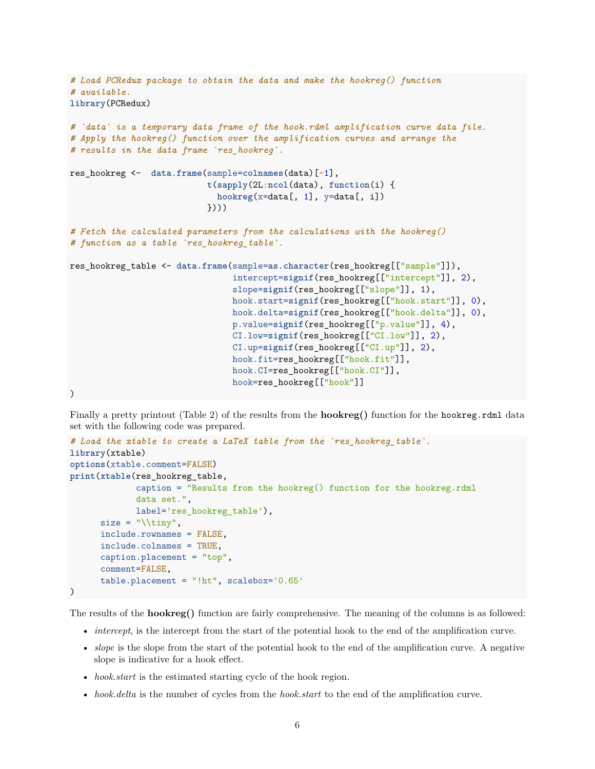```r
# Load PCRedux package to obtain the data and make the hookreg() function
# available.
library(PCRedux)

# `data` is a temporary data frame of the hook.rdml amplification curve data file.
# Apply the hookreg() function over the amplification curves and arrange the
# results in the data frame `res_hookreg`.

res_hookreg <-  data.frame(sample=colnames(data)[-1],
                           t(sapply(2L:ncol(data), function(i) {
                             hookreg(x=data[, 1], y=data[, i])
                           })))

# Fetch the calculated parameters from the calculations with the hookreg()
# function as a table `res_hookreg_table`.

res_hookreg_table <- data.frame(sample=as.character(res_hookreg[["sample"]]),
                                intercept=signif(res_hookreg[["intercept"]], 2),
                                slope=signif(res_hookreg[["slope"]], 1),
                                hook.start=signif(res_hookreg[["hook.start"]], 0),
                                hook.delta=signif(res_hookreg[["hook.delta"]], 0),
                                p.value=signif(res_hookreg[["p.value"]], 4),
                                CI.low=signif(res_hookreg[["CI.low"]], 2),
                                CI.up=signif(res_hookreg[["CI.up"]], 2),
                                hook.fit=res_hookreg[["hook.fit"]],
                                hook.CI=res_hookreg[["hook.CI"]],
                                hook=res_hookreg[["hook"]]
)
```

Finally a pretty printout (Table 2) of the results from the **hookreg()** function for the `hookreg.rdml` data set with the following code was prepared.

```r
# Load the xtable to create a LaTeX table from the `res_hookreg_table`.
library(xtable)
options(xtable.comment=FALSE)
print(xtable(res_hookreg_table,
             caption = "Results from the hookreg() function for the hookreg.rdml
             data set.",
             label='res_hookreg_table'),
      size = "\\tiny",
      include.rownames = FALSE,
      include.colnames = TRUE,
      caption.placement = "top",
      comment=FALSE,
      table.placement = "!ht", scalebox='0.65'
)
```

The results of the **hookreg()** function are fairly comprehensive. The meaning of the columns is as followed:

- *intercept*, is the intercept from the start of the potential hook to the end of the amplification curve.
- *slope* is the slope from the start of the potential hook to the end of the amplification curve. A negative slope is indicative for a hook effect.
- *hook.start* is the estimated starting cycle of the hook region.
- *hook.delta* is the number of cycles from the *hook.start* to the end of the amplification curve.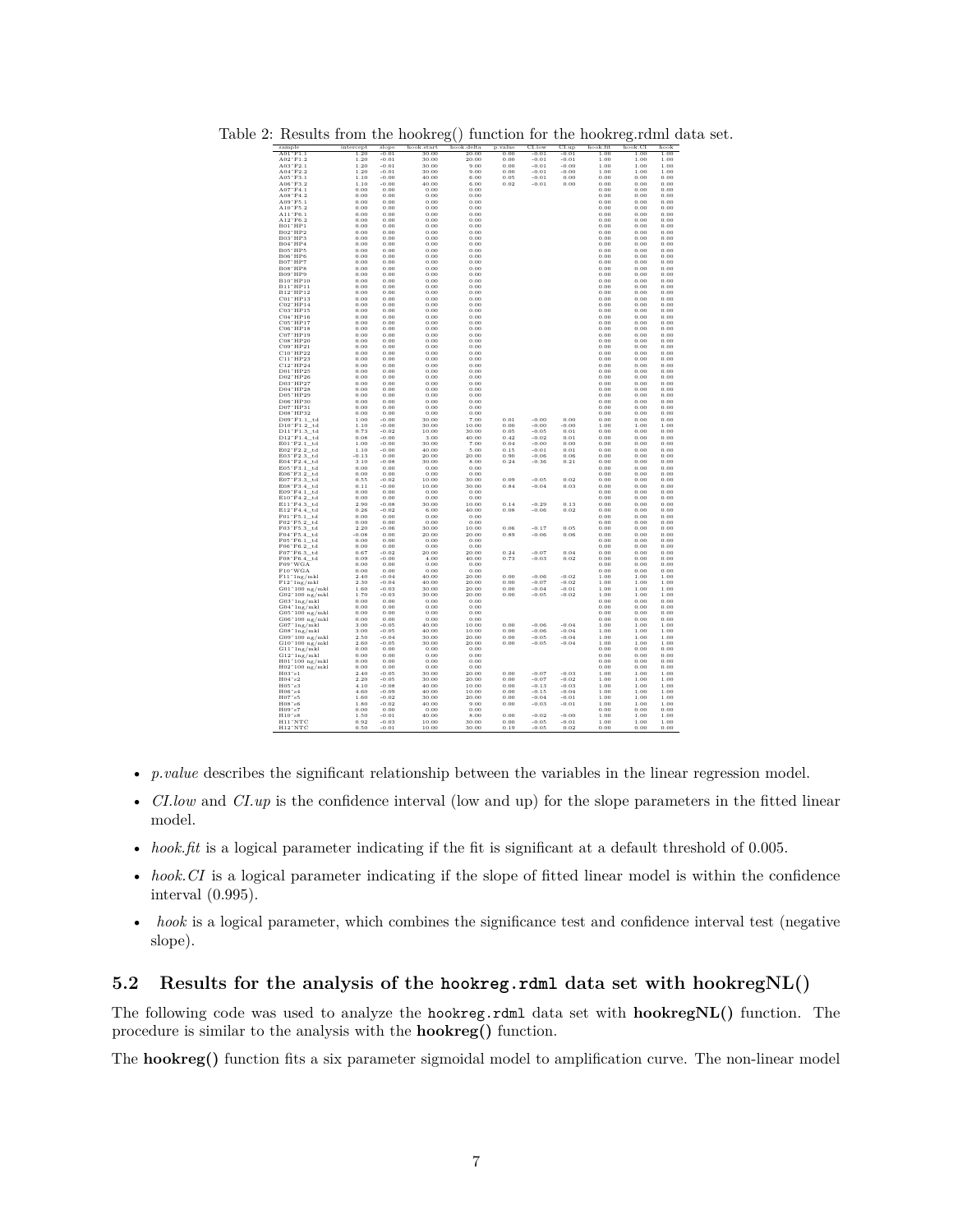Table 2: Results from the hookreg() function for the hookreg.rdml data set.

| sample | intercept | slope | hook.start | hook.delta | p.value | CI.low | CI.up | hook.fit | hook.CI | hook |
|---|---|---|---|---|---|---|---|---|---|---|
| A01~F1.1 | 1.20 | -0.01 | 30.00 | 20.00 | 0.00 | -0.01 | -0.01 | 1.00 | 1.00 | 1.00 |
| A02~F1.2 | 1.20 | -0.01 | 30.00 | 20.00 | 0.00 | -0.01 | -0.01 | 1.00 | 1.00 | 1.00 |
| A03~F2.1 | 1.20 | -0.01 | 30.00 | 9.00 | 0.00 | -0.01 | -0.00 | 1.00 | 1.00 | 1.00 |
| A04~F2.2 | 1.20 | -0.01 | 30.00 | 9.00 | 0.00 | -0.01 | -0.00 | 1.00 | 1.00 | 1.00 |
| A05~F3.1 | 1.10 | -0.00 | 40.00 | 6.00 | 0.05 | -0.01 | 0.00 | 0.00 | 0.00 | 0.00 |
| A06~F3.2 | 1.10 | -0.00 | 40.00 | 6.00 | 0.02 | -0.01 | 0.00 | 0.00 | 0.00 | 0.00 |
| A07~F4.1 | 0.00 | 0.00 | 0.00 | 0.00 | | | | 0.00 | 0.00 | 0.00 |
| A08~F4.2 | 0.00 | 0.00 | 0.00 | 0.00 | | | | 0.00 | 0.00 | 0.00 |
| A09~F5.1 | 0.00 | 0.00 | 0.00 | 0.00 | | | | 0.00 | 0.00 | 0.00 |
| A10~F5.2 | 0.00 | 0.00 | 0.00 | 0.00 | | | | 0.00 | 0.00 | 0.00 |
| A11~F6.1 | 0.00 | 0.00 | 0.00 | 0.00 | | | | 0.00 | 0.00 | 0.00 |
| A12~F6.2 | 0.00 | 0.00 | 0.00 | 0.00 | | | | 0.00 | 0.00 | 0.00 |
| B01~HP1 | 0.00 | 0.00 | 0.00 | 0.00 | | | | 0.00 | 0.00 | 0.00 |
| B02~HP2 | 0.00 | 0.00 | 0.00 | 0.00 | | | | 0.00 | 0.00 | 0.00 |
| B03~HP3 | 0.00 | 0.00 | 0.00 | 0.00 | | | | 0.00 | 0.00 | 0.00 |
| B04~HP4 | 0.00 | 0.00 | 0.00 | 0.00 | | | | 0.00 | 0.00 | 0.00 |
| B05~HP5 | 0.00 | 0.00 | 0.00 | 0.00 | | | | 0.00 | 0.00 | 0.00 |
| B06~HP6 | 0.00 | 0.00 | 0.00 | 0.00 | | | | 0.00 | 0.00 | 0.00 |
| B07~HP7 | 0.00 | 0.00 | 0.00 | 0.00 | | | | 0.00 | 0.00 | 0.00 |
| B08~HP8 | 0.00 | 0.00 | 0.00 | 0.00 | | | | 0.00 | 0.00 | 0.00 |
| B09~HP9 | 0.00 | 0.00 | 0.00 | 0.00 | | | | 0.00 | 0.00 | 0.00 |
| B10~HP10 | 0.00 | 0.00 | 0.00 | 0.00 | | | | 0.00 | 0.00 | 0.00 |
| B11~HP11 | 0.00 | 0.00 | 0.00 | 0.00 | | | | 0.00 | 0.00 | 0.00 |
| B12~HP12 | 0.00 | 0.00 | 0.00 | 0.00 | | | | 0.00 | 0.00 | 0.00 |
| C01~HP13 | 0.00 | 0.00 | 0.00 | 0.00 | | | | 0.00 | 0.00 | 0.00 |
| C02~HP14 | 0.00 | 0.00 | 0.00 | 0.00 | | | | 0.00 | 0.00 | 0.00 |
| C03~HP15 | 0.00 | 0.00 | 0.00 | 0.00 | | | | 0.00 | 0.00 | 0.00 |
| C04~HP16 | 0.00 | 0.00 | 0.00 | 0.00 | | | | 0.00 | 0.00 | 0.00 |
| C05~HP17 | 0.00 | 0.00 | 0.00 | 0.00 | | | | 0.00 | 0.00 | 0.00 |
| C06~HP18 | 0.00 | 0.00 | 0.00 | 0.00 | | | | 0.00 | 0.00 | 0.00 |
| C07~HP19 | 0.00 | 0.00 | 0.00 | 0.00 | | | | 0.00 | 0.00 | 0.00 |
| C08~HP20 | 0.00 | 0.00 | 0.00 | 0.00 | | | | 0.00 | 0.00 | 0.00 |
| C09~HP21 | 0.00 | 0.00 | 0.00 | 0.00 | | | | 0.00 | 0.00 | 0.00 |
| C10~HP22 | 0.00 | 0.00 | 0.00 | 0.00 | | | | 0.00 | 0.00 | 0.00 |
| C11~HP23 | 0.00 | 0.00 | 0.00 | 0.00 | | | | 0.00 | 0.00 | 0.00 |
| C12~HP24 | 0.00 | 0.00 | 0.00 | 0.00 | | | | 0.00 | 0.00 | 0.00 |
| D01~HP25 | 0.00 | 0.00 | 0.00 | 0.00 | | | | 0.00 | 0.00 | 0.00 |
| D02~HP26 | 0.00 | 0.00 | 0.00 | 0.00 | | | | 0.00 | 0.00 | 0.00 |
| D03~HP27 | 0.00 | 0.00 | 0.00 | 0.00 | | | | 0.00 | 0.00 | 0.00 |
| D04~HP28 | 0.00 | 0.00 | 0.00 | 0.00 | | | | 0.00 | 0.00 | 0.00 |
| D05~HP29 | 0.00 | 0.00 | 0.00 | 0.00 | | | | 0.00 | 0.00 | 0.00 |
| D06~HP30 | 0.00 | 0.00 | 0.00 | 0.00 | | | | 0.00 | 0.00 | 0.00 |
| D07~HP31 | 0.00 | 0.00 | 0.00 | 0.00 | | | | 0.00 | 0.00 | 0.00 |
| D08~HP32 | 0.00 | 0.00 | 0.00 | 0.00 | | | | 0.00 | 0.00 | 0.00 |
| D09~F1.1_td | 1.00 | -0.00 | 30.00 | 7.00 | 0.01 | -0.00 | 0.00 | 0.00 | 0.00 | 0.00 |
| D10~F1.2_td | 1.10 | -0.00 | 30.00 | 10.00 | 0.00 | -0.00 | -0.00 | 1.00 | 1.00 | 1.00 |
| D11~F1.3_td | 0.73 | -0.02 | 10.00 | 30.00 | 0.05 | -0.05 | 0.01 | 0.00 | 0.00 | 0.00 |
| D12~F1.4_td | 0.08 | -0.00 | 3.00 | 40.00 | 0.42 | -0.02 | 0.01 | 0.00 | 0.00 | 0.00 |
| E01~F2.1_td | 1.00 | -0.00 | 30.00 | 7.00 | 0.04 | -0.00 | 0.00 | 0.00 | 0.00 | 0.00 |
| E02~F2.2_td | 1.10 | -0.00 | 40.00 | 5.00 | 0.15 | -0.01 | 0.01 | 0.00 | 0.00 | 0.00 |
| E03~F2.3_td | -0.13 | 0.00 | 20.00 | 20.00 | 0.90 | -0.06 | 0.06 | 0.00 | 0.00 | 0.00 |
| E04~F2.4_td | 3.10 | -0.08 | 30.00 | 8.00 | 0.24 | -0.36 | 0.21 | 0.00 | 0.00 | 0.00 |
| E05~F3.1_td | 0.00 | 0.00 | 0.00 | 0.00 | | | | 0.00 | 0.00 | 0.00 |
| E06~F3.2_td | 0.00 | 0.00 | 0.00 | 0.00 | | | | 0.00 | 0.00 | 0.00 |
| E07~F3.3_td | 0.55 | -0.02 | 10.00 | 30.00 | 0.09 | -0.05 | 0.02 | 0.00 | 0.00 | 0.00 |
| E08~F3.4_td | 0.11 | -0.00 | 10.00 | 30.00 | 0.84 | -0.04 | 0.03 | 0.00 | 0.00 | 0.00 |
| E09~F4.1_td | 0.00 | 0.00 | 0.00 | 0.00 | | | | 0.00 | 0.00 | 0.00 |
| E10~F4.2_td | 0.00 | 0.00 | 0.00 | 0.00 | | | | 0.00 | 0.00 | 0.00 |
| E11~F4.3_td | 2.90 | -0.08 | 30.00 | 10.00 | 0.14 | -0.29 | 0.13 | 0.00 | 0.00 | 0.00 |
| E12~F4.4_td | 0.26 | -0.02 | 6.00 | 40.00 | 0.08 | -0.06 | 0.02 | 0.00 | 0.00 | 0.00 |
| F01~F5.1_td | 0.00 | 0.00 | 0.00 | 0.00 | | | | 0.00 | 0.00 | 0.00 |
| F02~F5.2_td | 0.00 | 0.00 | 0.00 | 0.00 | | | | 0.00 | 0.00 | 0.00 |
| F03~F5.3_td | 2.20 | -0.06 | 30.00 | 10.00 | 0.06 | -0.17 | 0.05 | 0.00 | 0.00 | 0.00 |
| F04~F5.4_td | -0.08 | 0.00 | 20.00 | 20.00 | 0.89 | -0.06 | 0.06 | 0.00 | 0.00 | 0.00 |
| F05~F6.1_td | 0.00 | 0.00 | 0.00 | 0.00 | | | | 0.00 | 0.00 | 0.00 |
| F06~F6.2_td | 0.00 | 0.00 | 0.00 | 0.00 | | | | 0.00 | 0.00 | 0.00 |
| F07~F6.3_td | 0.67 | -0.02 | 20.00 | 20.00 | 0.24 | -0.07 | 0.04 | 0.00 | 0.00 | 0.00 |
| F08~F6.4_td | 0.09 | -0.00 | 4.00 | 40.00 | 0.73 | -0.03 | 0.02 | 0.00 | 0.00 | 0.00 |
| F09~WGA | 0.00 | 0.00 | 0.00 | 0.00 | | | | 0.00 | 0.00 | 0.00 |
| F10~WGA | 0.00 | 0.00 | 0.00 | 0.00 | | | | 0.00 | 0.00 | 0.00 |
| F11~1ng/mkl | 2.40 | -0.04 | 40.00 | 20.00 | 0.00 | -0.06 | -0.02 | 1.00 | 1.00 | 1.00 |
| F12~1ng/mkl | 2.30 | -0.04 | 40.00 | 20.00 | 0.00 | -0.07 | -0.02 | 1.00 | 1.00 | 1.00 |
| G01~100 ng/mkl | 1.60 | -0.03 | 30.00 | 20.00 | 0.00 | -0.04 | -0.01 | 1.00 | 1.00 | 1.00 |
| G02~100 ng/mkl | 1.70 | -0.03 | 30.00 | 20.00 | 0.00 | -0.05 | -0.02 | 1.00 | 1.00 | 1.00 |
| G03~1ng/mkl | 0.00 | 0.00 | 0.00 | 0.00 | | | | 0.00 | 0.00 | 0.00 |
| G04~1ng/mkl | 0.00 | 0.00 | 0.00 | 0.00 | | | | 0.00 | 0.00 | 0.00 |
| G05~100 ng/mkl | 0.00 | 0.00 | 0.00 | 0.00 | | | | 0.00 | 0.00 | 0.00 |
| G06~100 ng/mkl | 0.00 | 0.00 | 0.00 | 0.00 | | | | 0.00 | 0.00 | 0.00 |
| G07~1ng/mkl | 3.00 | -0.05 | 40.00 | 10.00 | 0.00 | -0.06 | -0.04 | 1.00 | 1.00 | 1.00 |
| G08~1ng/mkl | 3.00 | -0.05 | 40.00 | 10.00 | 0.00 | -0.06 | -0.04 | 1.00 | 1.00 | 1.00 |
| G09~100 ng/mkl | 2.50 | -0.04 | 30.00 | 20.00 | 0.00 | -0.05 | -0.04 | 1.00 | 1.00 | 1.00 |
| G10~100 ng/mkl | 2.60 | -0.05 | 30.00 | 20.00 | 0.00 | -0.05 | -0.04 | 1.00 | 1.00 | 1.00 |
| G11~1ng/mkl | 0.00 | 0.00 | 0.00 | 0.00 | | | | 0.00 | 0.00 | 0.00 |
| G12~1ng/mkl | 0.00 | 0.00 | 0.00 | 0.00 | | | | 0.00 | 0.00 | 0.00 |
| H01~100 ng/mkl | 0.00 | 0.00 | 0.00 | 0.00 | | | | 0.00 | 0.00 | 0.00 |
| H02~100 ng/mkl | 0.00 | 0.00 | 0.00 | 0.00 | | | | 0.00 | 0.00 | 0.00 |
| H03~s1 | 2.40 | -0.05 | 30.00 | 20.00 | 0.00 | -0.07 | -0.03 | 1.00 | 1.00 | 1.00 |
| H04~s2 | 2.20 | -0.05 | 30.00 | 20.00 | 0.00 | -0.07 | -0.02 | 1.00 | 1.00 | 1.00 |
| H05~s3 | 4.10 | -0.08 | 40.00 | 10.00 | 0.00 | -0.13 | -0.03 | 1.00 | 1.00 | 1.00 |
| H06~s4 | 4.60 | -0.09 | 40.00 | 10.00 | 0.00 | -0.15 | -0.04 | 1.00 | 1.00 | 1.00 |
| H07~s5 | 1.60 | -0.02 | 30.00 | 20.00 | 0.00 | -0.04 | -0.01 | 1.00 | 1.00 | 1.00 |
| H08~s6 | 1.80 | -0.02 | 40.00 | 9.00 | 0.00 | -0.03 | -0.01 | 1.00 | 1.00 | 1.00 |
| H09~s7 | 0.00 | 0.00 | 0.00 | 0.00 | | | | 0.00 | 0.00 | 0.00 |
| H10~s8 | 1.50 | -0.01 | 40.00 | 8.00 | 0.00 | -0.02 | -0.00 | 1.00 | 1.00 | 1.00 |
| H11~NTC | 0.92 | -0.03 | 10.00 | 30.00 | 0.00 | -0.05 | -0.01 | 1.00 | 1.00 | 1.00 |
| H12~NTC | 0.50 | -0.01 | 10.00 | 30.00 | 0.19 | -0.05 | 0.02 | 0.00 | 0.00 | 0.00 |

- *p.value* describes the significant relationship between the variables in the linear regression model.
- *CI.low* and *CI.up* is the confidence interval (low and up) for the slope parameters in the fitted linear model.
- *hook.fit* is a logical parameter indicating if the fit is significant at a default threshold of 0.005.
- *hook.CI* is a logical parameter indicating if the slope of fitted linear model is within the confidence interval (0.995).
- *hook* is a logical parameter, which combines the significance test and confidence interval test (negative slope).

## 5.2 Results for the analysis of the `hookreg.rdml` data set with hookregNL()

The following code was used to analyze the `hookreg.rdml` data set with **hookregNL()** function. The procedure is similar to the analysis with the **hookreg()** function.

The **hookreg()** function fits a six parameter sigmoidal model to amplification curve. The non-linear model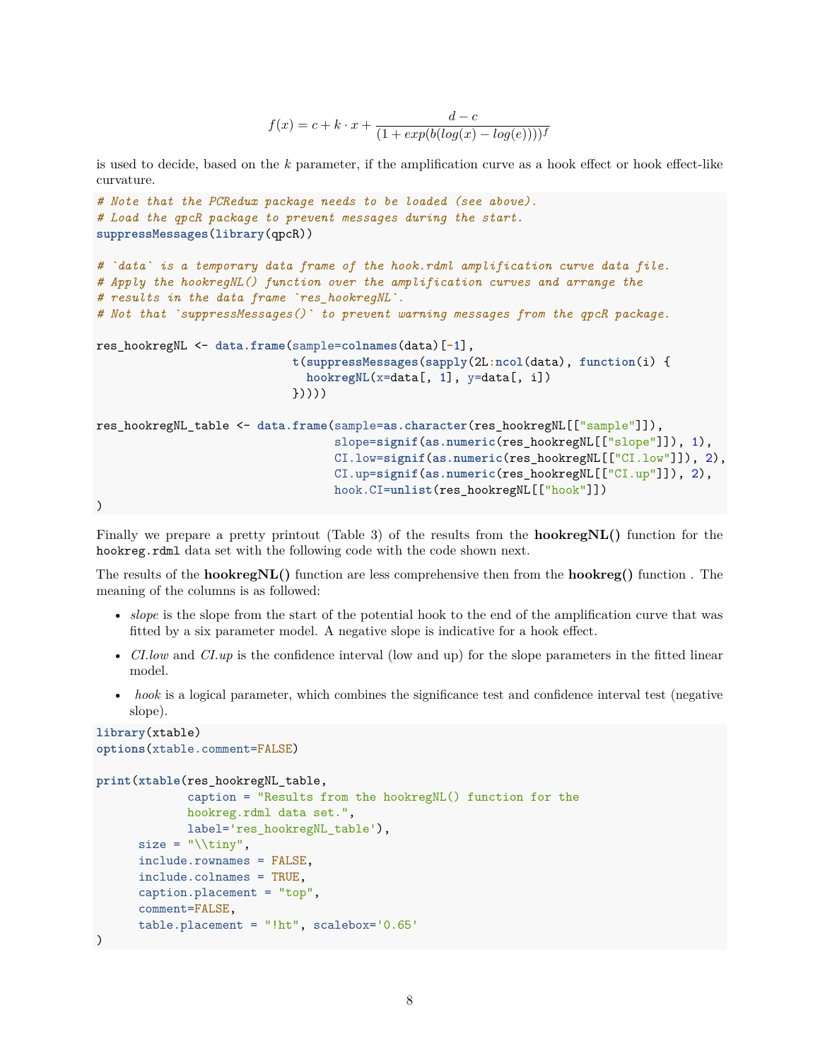$$f(x) = c + k \cdot x + \frac{d - c}{(1 + exp(b(log(x) - log(e))))^f}$$

is used to decide, based on the $k$ parameter, if the amplification curve as a hook effect or hook effect-like curvature.

```
# Note that the PCRedux package needs to be loaded (see above).
# Load the qpcR package to prevent messages during the start.
suppressMessages(library(qpcR))

# `data` is a temporary data frame of the hook.rdml amplification curve data file.
# Apply the hookregNL() function over the amplification curves and arrange the
# results in the data frame `res_hookregNL`.
# Not that `suppressMessages()` to prevent warning messages from the qpcR package.

res_hookregNL <- data.frame(sample=colnames(data)[-1],
                            t(suppressMessages(sapply(2L:ncol(data), function(i) {
                              hookregNL(x=data[, 1], y=data[, i])
                            }))))

res_hookregNL_table <- data.frame(sample=as.character(res_hookregNL[["sample"]]),
                                  slope=signif(as.numeric(res_hookregNL[["slope"]]), 1),
                                  CI.low=signif(as.numeric(res_hookregNL[["CI.low"]]), 2),
                                  CI.up=signif(as.numeric(res_hookregNL[["CI.up"]]), 2),
                                  hook.CI=unlist(res_hookregNL[["hook"]])
)
```

Finally we prepare a pretty printout (Table 3) of the results from the **hookregNL()** function for the `hookreg.rdml` data set with the following code with the code shown next.

The results of the **hookregNL()** function are less comprehensive then from the **hookreg()** function . The meaning of the columns is as followed:

- *slope* is the slope from the start of the potential hook to the end of the amplification curve that was fitted by a six parameter model. A negative slope is indicative for a hook effect.
- *CI.low* and *CI.up* is the confidence interval (low and up) for the slope parameters in the fitted linear model.
- *hook* is a logical parameter, which combines the significance test and confidence interval test (negative slope).

```
library(xtable)
options(xtable.comment=FALSE)

print(xtable(res_hookregNL_table,
             caption = "Results from the hookregNL() function for the
             hookreg.rdml data set.",
             label='res_hookregNL_table'),
      size = "\\tiny",
      include.rownames = FALSE,
      include.colnames = TRUE,
      caption.placement = "top",
      comment=FALSE,
      table.placement = "!ht", scalebox='0.65'
)
```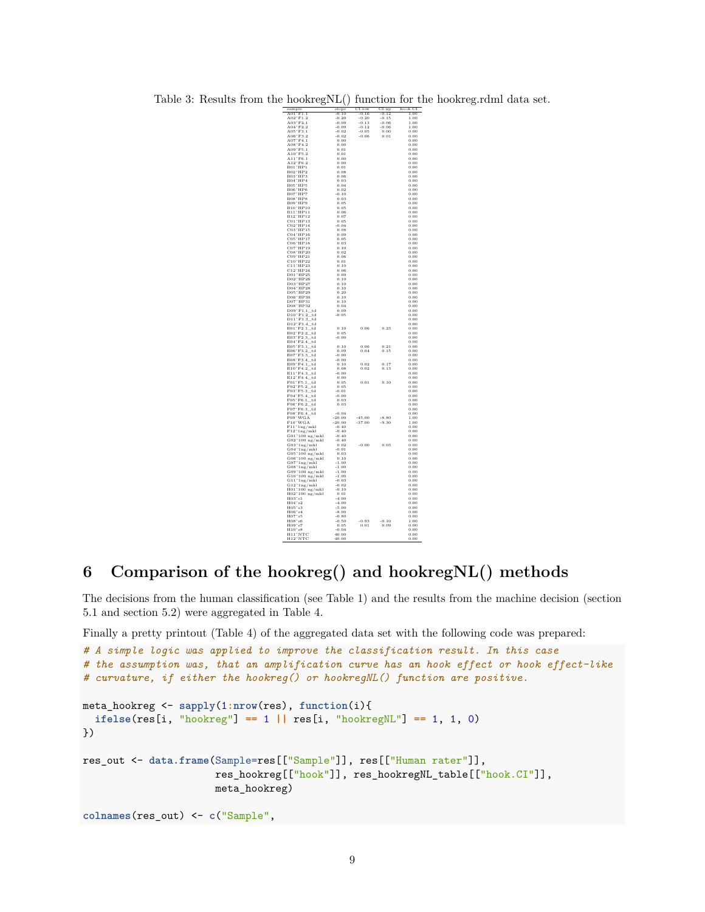Table 3: Results from the hookregNL() function for the hookreg.rdml data set.

| sample | slope | CI.low | CI.up | hook.CI |
|---|---|---|---|---|
| A01~F1.1 | -0.10 | -0.16 | -0.12 | 1.00 |
| A02~F1.2 | -0.20 | -0.20 | -0.15 | 1.00 |
| A03~F2.1 | -0.09 | -0.13 | -0.06 | 1.00 |
| A04~F2.2 | -0.09 | -0.12 | -0.06 | 1.00 |
| A05~F3.1 | -0.02 | -0.05 | 0.00 | 0.00 |
| A06~F3.2 | -0.02 | -0.06 | 0.01 | 0.00 |
| A07~F4.1 | 0.00 | | | 0.00 |
| A08~F4.2 | 0.00 | | | 0.00 |
| A09~F5.1 | 0.01 | | | 0.00 |
| A10~F5.2 | 0.01 | | | 0.00 |
| A11~F6.1 | 0.00 | | | 0.00 |
| A12~F6.2 | 0.00 | | | 0.00 |
| B01~HP1 | 0.01 | | | 0.00 |
| B02~HP2 | 0.08 | | | 0.00 |
| B03~HP3 | 0.06 | | | 0.00 |
| B04~HP4 | 0.03 | | | 0.00 |
| B05~HP5 | 0.04 | | | 0.00 |
| B06~HP6 | 0.02 | | | 0.00 |
| B07~HP7 | -0.10 | | | 0.00 |
| B08~HP8 | 0.03 | | | 0.00 |
| B09~HP9 | 0.05 | | | 0.00 |
| B10~HP10 | 0.05 | | | 0.00 |
| B11~HP11 | 0.06 | | | 0.00 |
| B12~HP12 | 0.07 | | | 0.00 |
| C01~HP13 | 0.05 | | | 0.00 |
| C02~HP14 | -0.04 | | | 0.00 |
| C03~HP15 | 0.08 | | | 0.00 |
| C04~HP16 | 0.09 | | | 0.00 |
| C05~HP17 | 0.05 | | | 0.00 |
| C06~HP18 | 0.03 | | | 0.00 |
| C07~HP19 | 0.10 | | | 0.00 |
| C08~HP20 | 0.02 | | | 0.00 |
| C09~HP21 | 0.06 | | | 0.00 |
| C10~HP22 | 0.01 | | | 0.00 |
| C11~HP23 | 0.10 | | | 0.00 |
| C12~HP24 | 0.06 | | | 0.00 |
| D01~HP25 | 0.09 | | | 0.00 |
| D02~HP26 | 0.10 | | | 0.00 |
| D03~HP27 | 0.10 | | | 0.00 |
| D04~HP28 | 0.10 | | | 0.00 |
| D05~HP29 | 0.20 | | | 0.00 |
| D06~HP30 | 0.10 | | | 0.00 |
| D07~HP31 | 0.10 | | | 0.00 |
| D08~HP32 | 0.04 | | | 0.00 |
| D09~F1.1_td | 0.09 | | | 0.00 |
| D10~F1.2_td | -0.05 | | | 0.00 |
| D11~F1.3_td | | | | 0.00 |
| D12~F1.4_td | | | | 0.00 |
| E01~F2.1_td | 0.10 | 0.06 | 0.23 | 0.00 |
| E02~F2.2_td | 0.05 | | | 0.00 |
| E03~F2.3_td | -0.00 | | | 0.00 |
| E04~F2.4_td | | | | 0.00 |
| E05~F3.1_td | 0.10 | 0.06 | 0.21 | 0.00 |
| E06~F3.2_td | 0.09 | 0.04 | 0.15 | 0.00 |
| E07~F3.3_td | -0.00 | | | 0.00 |
| E08~F3.4_td | -0.00 | | | 0.00 |
| E09~F4.1_td | 0.10 | 0.02 | 0.17 | 0.00 |
| E10~F4.2_td | 0.08 | 0.02 | 0.13 | 0.00 |
| E11~F4.3_td | -0.00 | | | 0.00 |
| E12~F4.4_td | 0.00 | | | 0.00 |
| F01~F5.1_td | 0.05 | 0.01 | 0.10 | 0.00 |
| F02~F5.2_td | 0.05 | | | 0.00 |
| F03~F5.3_td | -0.01 | | | 0.00 |
| F04~F5.4_td | -0.00 | | | 0.00 |
| F05~F6.1_td | 0.03 | | | 0.00 |
| F06~F6.2_td | 0.03 | | | 0.00 |
| F07~F6.3_td | | | | 0.00 |
| F08~F6.4_td | -0.04 | | | 0.00 |
| F09~WGA | -20.00 | -45.00 | -8.80 | 1.00 |
| F10~WGA | -20.00 | -37.00 | -9.30 | 1.00 |
| F11~1ng/mkl | -0.40 | | | 0.00 |
| F12~1ng/mkl | -0.40 | | | 0.00 |
| G01~100 ng/mkl | -0.40 | | | 0.00 |
| G02~100 ng/mkl | -0.40 | | | 0.00 |
| G03~1ng/mkl | 0.02 | -0.00 | 0.03 | 0.00 |
| G04~1ng/mkl | -0.01 | | | 0.00 |
| G05~100 ng/mkl | 0.03 | | | 0.00 |
| G06~100 ng/mkl | 0.10 | | | 0.00 |
| G07~1ng/mkl | -1.00 | | | 0.00 |
| G08~1ng/mkl | -1.00 | | | 0.00 |
| G09~100 ng/mkl | -1.00 | | | 0.00 |
| G10~100 ng/mkl | -1.00 | | | 0.00 |
| G11~1ng/mkl | -0.03 | | | 0.00 |
| G12~1ng/mkl | -0.02 | | | 0.00 |
| H01~100 ng/mkl | -0.10 | | | 0.00 |
| H02~100 ng/mkl | 0.01 | | | 0.00 |
| H03~s1 | -4.00 | | | 0.00 |
| H04~s2 | -4.00 | | | 0.00 |
| H05~s3 | -5.00 | | | 0.00 |
| H06~s4 | -8.00 | | | 0.00 |
| H07~s5 | -0.80 | | | 0.00 |
| H08~s6 | -0.50 | -0.93 | -0.10 | 1.00 |
| H09~s7 | 0.05 | 0.01 | 0.09 | 0.00 |
| H10~s8 | -0.04 | | | 0.00 |
| H11~NTC | 40.00 | | | 0.00 |
| H12~NTC | 40.00 | | | 0.00 |

# 6 Comparison of the hookreg() and hookregNL() methods

The decisions from the human classification (see Table 1) and the results from the machine decision (section 5.1 and section 5.2) were aggregated in Table 4.

Finally a pretty printout (Table 4) of the aggregated data set with the following code was prepared:

```
# A simple logic was applied to improve the classification result. In this case
# the assumption was, that an amplification curve has an hook effect or hook effect-like
# curvature, if either the hookreg() or hookregNL() function are positive.

meta_hookreg <- sapply(1:nrow(res), function(i){
  ifelse(res[i, "hookreg"] == 1 || res[i, "hookregNL"] == 1, 1, 0)
})

res_out <- data.frame(Sample=res[["Sample"]], res[["Human rater"]],
                      res_hookreg[["hook"]], res_hookregNL_table[["hook.CI"]],
                      meta_hookreg)

colnames(res_out) <- c("Sample",
```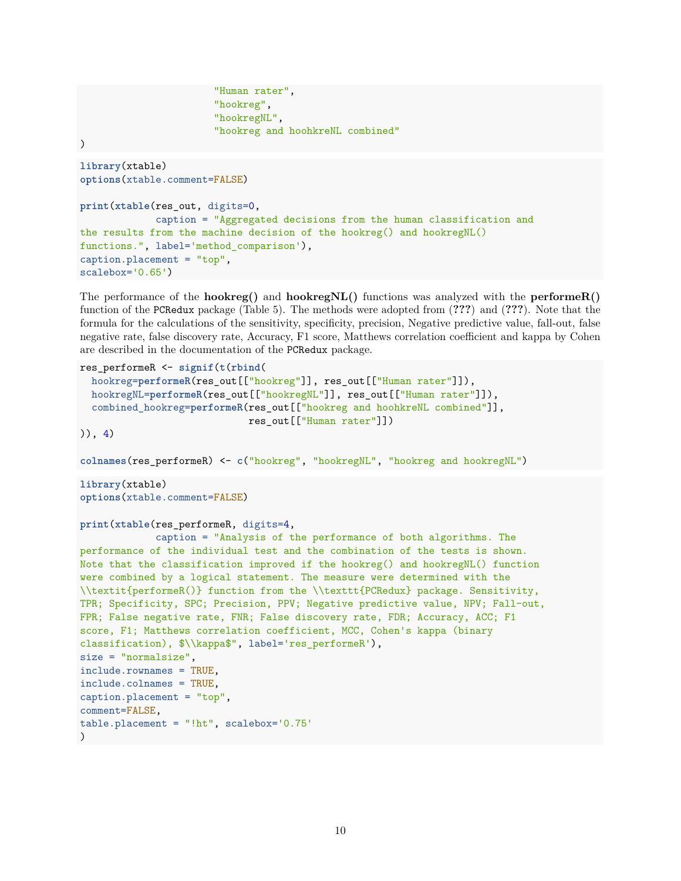```
                       "Human rater",
                       "hookreg",
                       "hookregNL",
                       "hookreg and hoohkreNL combined"
)
```

```
library(xtable)
options(xtable.comment=FALSE)

print(xtable(res_out, digits=0,
             caption = "Aggregated decisions from the human classification and
the results from the machine decision of the hookreg() and hookregNL()
functions.", label='method_comparison'),
caption.placement = "top",
scalebox='0.65')
```

The performance of the **hookreg()** and **hookregNL()** functions was analyzed with the **performeR()** function of the `PCRedux` package (Table 5). The methods were adopted from (**???**) and (**???**). Note that the formula for the calculations of the sensitivity, specificity, precision, Negative predictive value, fall-out, false negative rate, false discovery rate, Accuracy, F1 score, Matthews correlation coefficient and kappa by Cohen are described in the documentation of the `PCRedux` package.

```
res_performeR <- signif(t(rbind(
  hookreg=performeR(res_out[["hookreg"]], res_out[["Human rater"]]),
  hookregNL=performeR(res_out[["hookregNL"]], res_out[["Human rater"]]),
  combined_hookreg=performeR(res_out[["hookreg and hoohkreNL combined"]],
                             res_out[["Human rater"]])
)), 4)

colnames(res_performeR) <- c("hookreg", "hookregNL", "hookreg and hookregNL")
```

```
library(xtable)
options(xtable.comment=FALSE)

print(xtable(res_performeR, digits=4,
             caption = "Analysis of the performance of both algorithms. The
performance of the individual test and the combination of the tests is shown.
Note that the classification improved if the hookreg() and hookregNL() function
were combined by a logical statement. The measure were determined with the
\\textit{performeR()} function from the \\texttt{PCRedux} package. Sensitivity,
TPR; Specificity, SPC; Precision, PPV; Negative predictive value, NPV; Fall-out,
FPR; False negative rate, FNR; False discovery rate, FDR; Accuracy, ACC; F1
score, F1; Matthews correlation coefficient, MCC, Cohen's kappa (binary
classification), $\\kappa$", label='res_performeR'),
size = "normalsize",
include.rownames = TRUE,
include.colnames = TRUE,
caption.placement = "top",
comment=FALSE,
table.placement = "!ht", scalebox='0.75'
)
```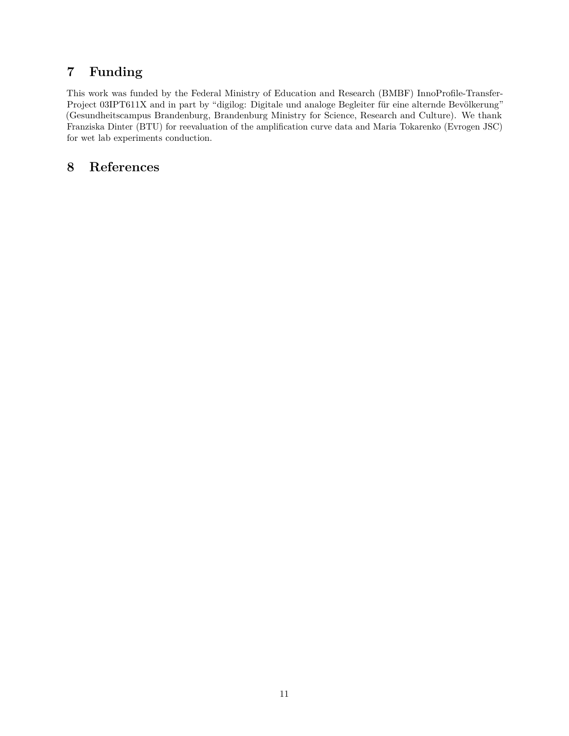## 7 Funding

This work was funded by the Federal Ministry of Education and Research (BMBF) InnoProfile-Transfer-Project 03IPT611X and in part by "digilog: Digitale und analoge Begleiter für eine alternde Bevölkerung" (Gesundheitscampus Brandenburg, Brandenburg Ministry for Science, Research and Culture). We thank Franziska Dinter (BTU) for reevaluation of the amplification curve data and Maria Tokarenko (Evrogen JSC) for wet lab experiments conduction.

## 8 References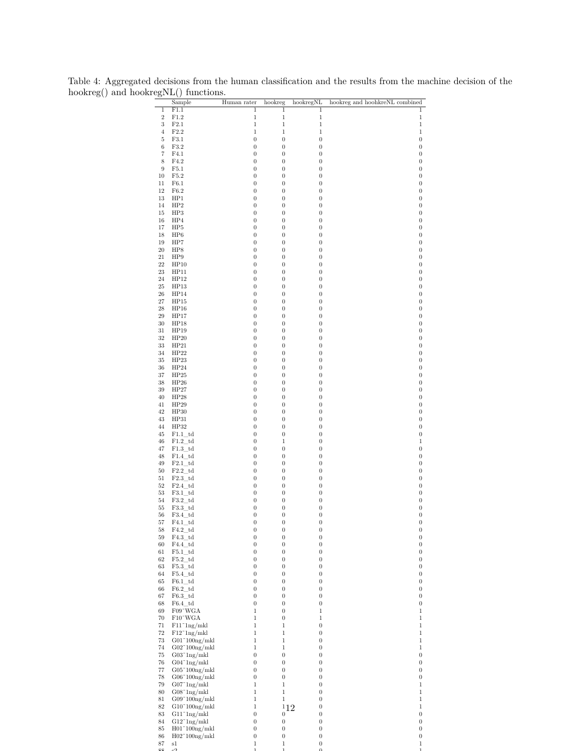Table 4: Aggregated decisions from the human classification and the results from the machine decision of the hookreg() and hookregNL() functions.

| | Sample | Human rater | hookreg | hookregNL | hookreg and hoohkreNL combined |
|---|---|---|---|---|---|
| 1 | F1.1 | 1 | 1 | 1 | 1 |
| 2 | F1.2 | 1 | 1 | 1 | 1 |
| 3 | F2.1 | 1 | 1 | 1 | 1 |
| 4 | F2.2 | 1 | 1 | 1 | 1 |
| 5 | F3.1 | 0 | 0 | 0 | 0 |
| 6 | F3.2 | 0 | 0 | 0 | 0 |
| 7 | F4.1 | 0 | 0 | 0 | 0 |
| 8 | F4.2 | 0 | 0 | 0 | 0 |
| 9 | F5.1 | 0 | 0 | 0 | 0 |
| 10 | F5.2 | 0 | 0 | 0 | 0 |
| 11 | F6.1 | 0 | 0 | 0 | 0 |
| 12 | F6.2 | 0 | 0 | 0 | 0 |
| 13 | HP1 | 0 | 0 | 0 | 0 |
| 14 | HP2 | 0 | 0 | 0 | 0 |
| 15 | HP3 | 0 | 0 | 0 | 0 |
| 16 | HP4 | 0 | 0 | 0 | 0 |
| 17 | HP5 | 0 | 0 | 0 | 0 |
| 18 | HP6 | 0 | 0 | 0 | 0 |
| 19 | HP7 | 0 | 0 | 0 | 0 |
| 20 | HP8 | 0 | 0 | 0 | 0 |
| 21 | HP9 | 0 | 0 | 0 | 0 |
| 22 | HP10 | 0 | 0 | 0 | 0 |
| 23 | HP11 | 0 | 0 | 0 | 0 |
| 24 | HP12 | 0 | 0 | 0 | 0 |
| 25 | HP13 | 0 | 0 | 0 | 0 |
| 26 | HP14 | 0 | 0 | 0 | 0 |
| 27 | HP15 | 0 | 0 | 0 | 0 |
| 28 | HP16 | 0 | 0 | 0 | 0 |
| 29 | HP17 | 0 | 0 | 0 | 0 |
| 30 | HP18 | 0 | 0 | 0 | 0 |
| 31 | HP19 | 0 | 0 | 0 | 0 |
| 32 | HP20 | 0 | 0 | 0 | 0 |
| 33 | HP21 | 0 | 0 | 0 | 0 |
| 34 | HP22 | 0 | 0 | 0 | 0 |
| 35 | HP23 | 0 | 0 | 0 | 0 |
| 36 | HP24 | 0 | 0 | 0 | 0 |
| 37 | HP25 | 0 | 0 | 0 | 0 |
| 38 | HP26 | 0 | 0 | 0 | 0 |
| 39 | HP27 | 0 | 0 | 0 | 0 |
| 40 | HP28 | 0 | 0 | 0 | 0 |
| 41 | HP29 | 0 | 0 | 0 | 0 |
| 42 | HP30 | 0 | 0 | 0 | 0 |
| 43 | HP31 | 0 | 0 | 0 | 0 |
| 44 | HP32 | 0 | 0 | 0 | 0 |
| 45 | F1.1_td | 0 | 0 | 0 | 0 |
| 46 | F1.2_td | 0 | 1 | 0 | 1 |
| 47 | F1.3_td | 0 | 0 | 0 | 0 |
| 48 | F1.4_td | 0 | 0 | 0 | 0 |
| 49 | F2.1_td | 0 | 0 | 0 | 0 |
| 50 | F2.2_td | 0 | 0 | 0 | 0 |
| 51 | F2.3_td | 0 | 0 | 0 | 0 |
| 52 | F2.4_td | 0 | 0 | 0 | 0 |
| 53 | F3.1_td | 0 | 0 | 0 | 0 |
| 54 | F3.2_td | 0 | 0 | 0 | 0 |
| 55 | F3.3_td | 0 | 0 | 0 | 0 |
| 56 | F3.4_td | 0 | 0 | 0 | 0 |
| 57 | F4.1_td | 0 | 0 | 0 | 0 |
| 58 | F4.2_td | 0 | 0 | 0 | 0 |
| 59 | F4.3_td | 0 | 0 | 0 | 0 |
| 60 | F4.4_td | 0 | 0 | 0 | 0 |
| 61 | F5.1_td | 0 | 0 | 0 | 0 |
| 62 | F5.2_td | 0 | 0 | 0 | 0 |
| 63 | F5.3_td | 0 | 0 | 0 | 0 |
| 64 | F5.4_td | 0 | 0 | 0 | 0 |
| 65 | F6.1_td | 0 | 0 | 0 | 0 |
| 66 | F6.2_td | 0 | 0 | 0 | 0 |
| 67 | F6.3_td | 0 | 0 | 0 | 0 |
| 68 | F6.4_td | 0 | 0 | 0 | 0 |
| 69 | F09~WGA | 1 | 0 | 1 | 1 |
| 70 | F10~WGA | 1 | 0 | 1 | 1 |
| 71 | F11~1ng/mkl | 1 | 1 | 0 | 1 |
| 72 | F12~1ng/mkl | 1 | 1 | 0 | 1 |
| 73 | G01~100ng/mkl | 1 | 1 | 0 | 1 |
| 74 | G02~100ng/mkl | 1 | 1 | 0 | 1 |
| 75 | G03~1ng/mkl | 0 | 0 | 0 | 0 |
| 76 | G04~1ng/mkl | 0 | 0 | 0 | 0 |
| 77 | G05~100ng/mkl | 0 | 0 | 0 | 0 |
| 78 | G06~100ng/mkl | 0 | 0 | 0 | 0 |
| 79 | G07~1ng/mkl | 1 | 1 | 0 | 1 |
| 80 | G08~1ng/mkl | 1 | 1 | 0 | 1 |
| 81 | G09~100ng/mkl | 1 | 1 | 0 | 1 |
| 82 | G10~100ng/mkl | 1 | 1 | 0 | 1 |
| 83 | G11~1ng/mkl | 0 | 0 | 0 | 0 |
| 84 | G12~1ng/mkl | 0 | 0 | 0 | 0 |
| 85 | H01~100ng/mkl | 0 | 0 | 0 | 0 |
| 86 | H02~100ng/mkl | 0 | 0 | 0 | 0 |
| 87 | s1 | 1 | 1 | 0 | 1 |
| 88 | s2 | 1 | 1 | 0 | 1 |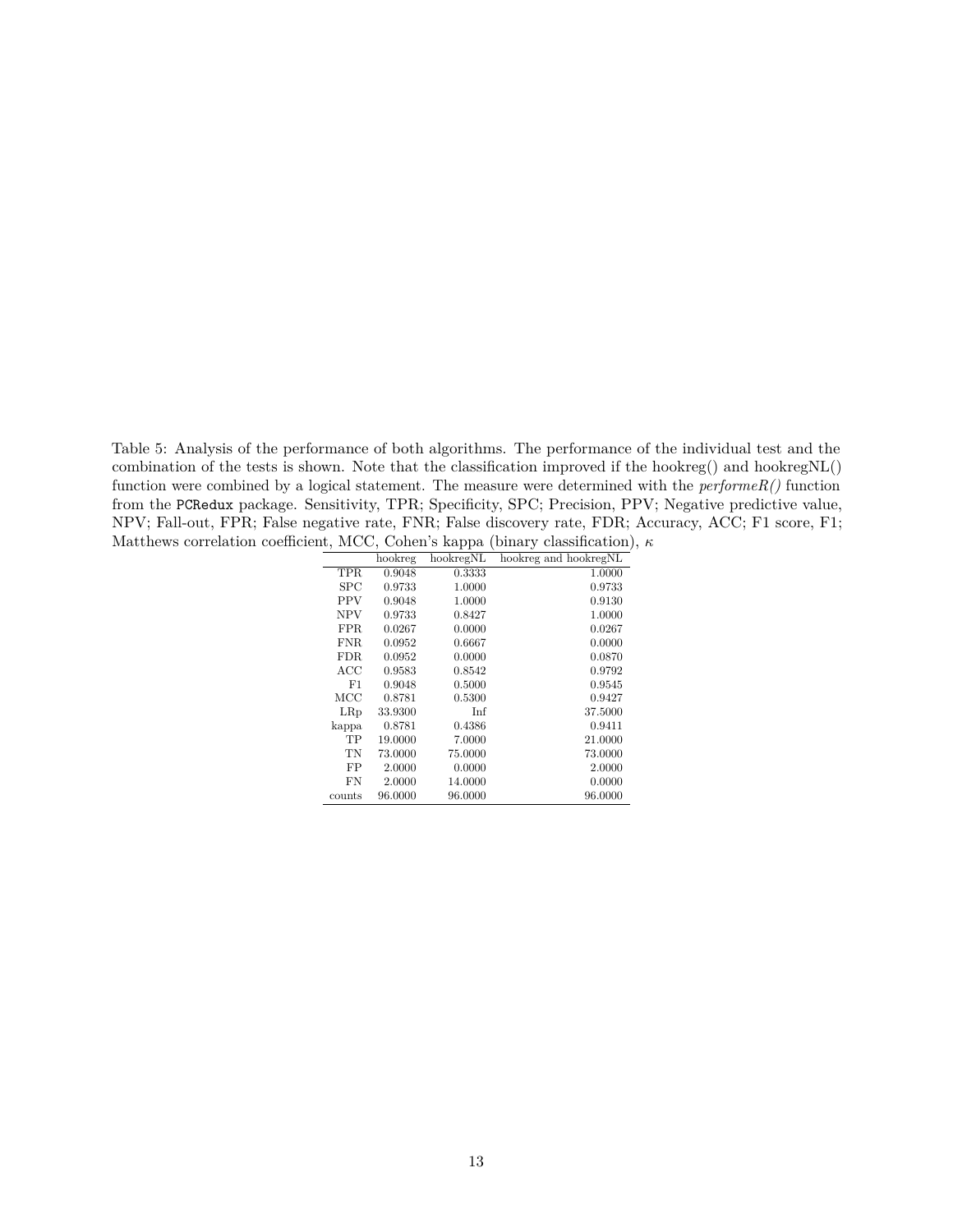Table 5: Analysis of the performance of both algorithms. The performance of the individual test and the combination of the tests is shown. Note that the classification improved if the hookreg() and hookregNL() function were combined by a logical statement. The measure were determined with the *performeR()* function from the `PCRedux` package. Sensitivity, TPR; Specificity, SPC; Precision, PPV; Negative predictive value, NPV; Fall-out, FPR; False negative rate, FNR; False discovery rate, FDR; Accuracy, ACC; F1 score, F1; Matthews correlation coefficient, MCC, Cohen's kappa (binary classification), $\kappa$

| | hookreg | hookregNL | hookreg and hookregNL |
|---|---|---|---|
| TPR | 0.9048 | 0.3333 | 1.0000 |
| SPC | 0.9733 | 1.0000 | 0.9733 |
| PPV | 0.9048 | 1.0000 | 0.9130 |
| NPV | 0.9733 | 0.8427 | 1.0000 |
| FPR | 0.0267 | 0.0000 | 0.0267 |
| FNR | 0.0952 | 0.6667 | 0.0000 |
| FDR | 0.0952 | 0.0000 | 0.0870 |
| ACC | 0.9583 | 0.8542 | 0.9792 |
| F1 | 0.9048 | 0.5000 | 0.9545 |
| MCC | 0.8781 | 0.5300 | 0.9427 |
| LRp | 33.9300 | Inf | 37.5000 |
| kappa | 0.8781 | 0.4386 | 0.9411 |
| TP | 19.0000 | 7.0000 | 21.0000 |
| TN | 73.0000 | 75.0000 | 73.0000 |
| FP | 2.0000 | 0.0000 | 2.0000 |
| FN | 2.0000 | 14.0000 | 0.0000 |
| counts | 96.0000 | 96.0000 | 96.0000 |